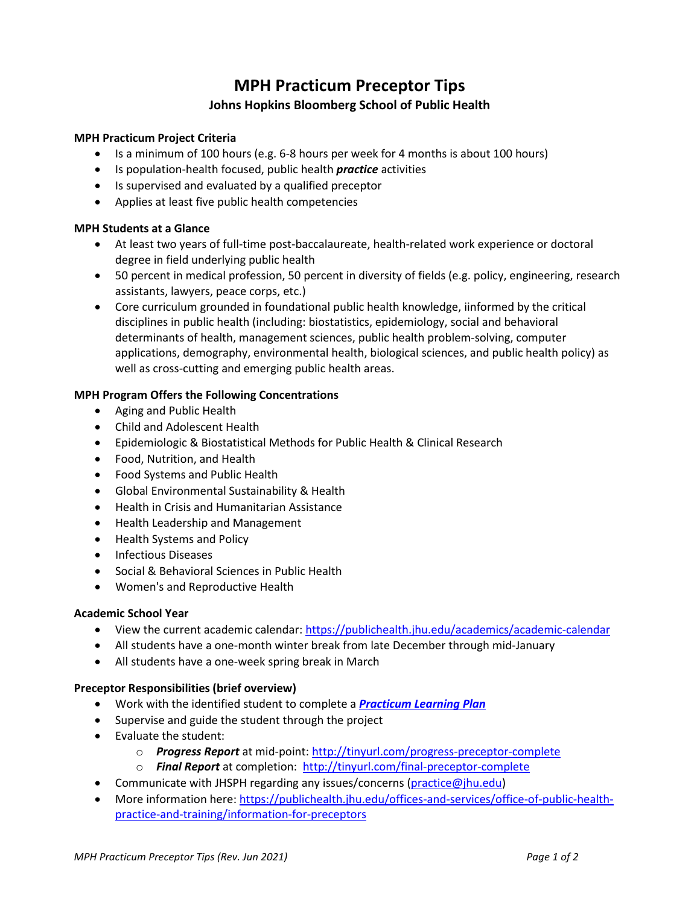# MPH Practicum Preceptor Tips

## Johns Hopkins Bloomberg School of Public Health

### MPH Practicum Project Criteria

- Is a minimum of 100 hours (e.g. 6-8 hours per week for 4 months is about 100 hours)
- Is population-health focused, public health ***practice*** activities
- Is supervised and evaluated by a qualified preceptor
- Applies at least five public health competencies

### MPH Students at a Glance

- At least two years of full-time post-baccalaureate, health-related work experience or doctoral degree in field underlying public health
- 50 percent in medical profession, 50 percent in diversity of fields (e.g. policy, engineering, research assistants, lawyers, peace corps, etc.)
- Core curriculum grounded in foundational public health knowledge, iinformed by the critical disciplines in public health (including: biostatistics, epidemiology, social and behavioral determinants of health, management sciences, public health problem-solving, computer applications, demography, environmental health, biological sciences, and public health policy) as well as cross-cutting and emerging public health areas.

### MPH Program Offers the Following Concentrations

- Aging and Public Health
- Child and Adolescent Health
- Epidemiologic & Biostatistical Methods for Public Health & Clinical Research
- Food, Nutrition, and Health
- Food Systems and Public Health
- Global Environmental Sustainability & Health
- Health in Crisis and Humanitarian Assistance
- Health Leadership and Management
- Health Systems and Policy
- Infectious Diseases
- Social & Behavioral Sciences in Public Health
- Women's and Reproductive Health

### Academic School Year

- View the current academic calendar: https://publichealth.jhu.edu/academics/academic-calendar
- All students have a one-month winter break from late December through mid-January
- All students have a one-week spring break in March

### Preceptor Responsibilities (brief overview)

- Work with the identified student to complete a ***Practicum Learning Plan***
- Supervise and guide the student through the project
- Evaluate the student:
  - ***Progress Report*** at mid-point: http://tinyurl.com/progress-preceptor-complete
  - ***Final Report*** at completion: http://tinyurl.com/final-preceptor-complete
- Communicate with JHSPH regarding any issues/concerns (practice@jhu.edu)
- More information here: https://publichealth.jhu.edu/offices-and-services/office-of-public-health-practice-and-training/information-for-preceptors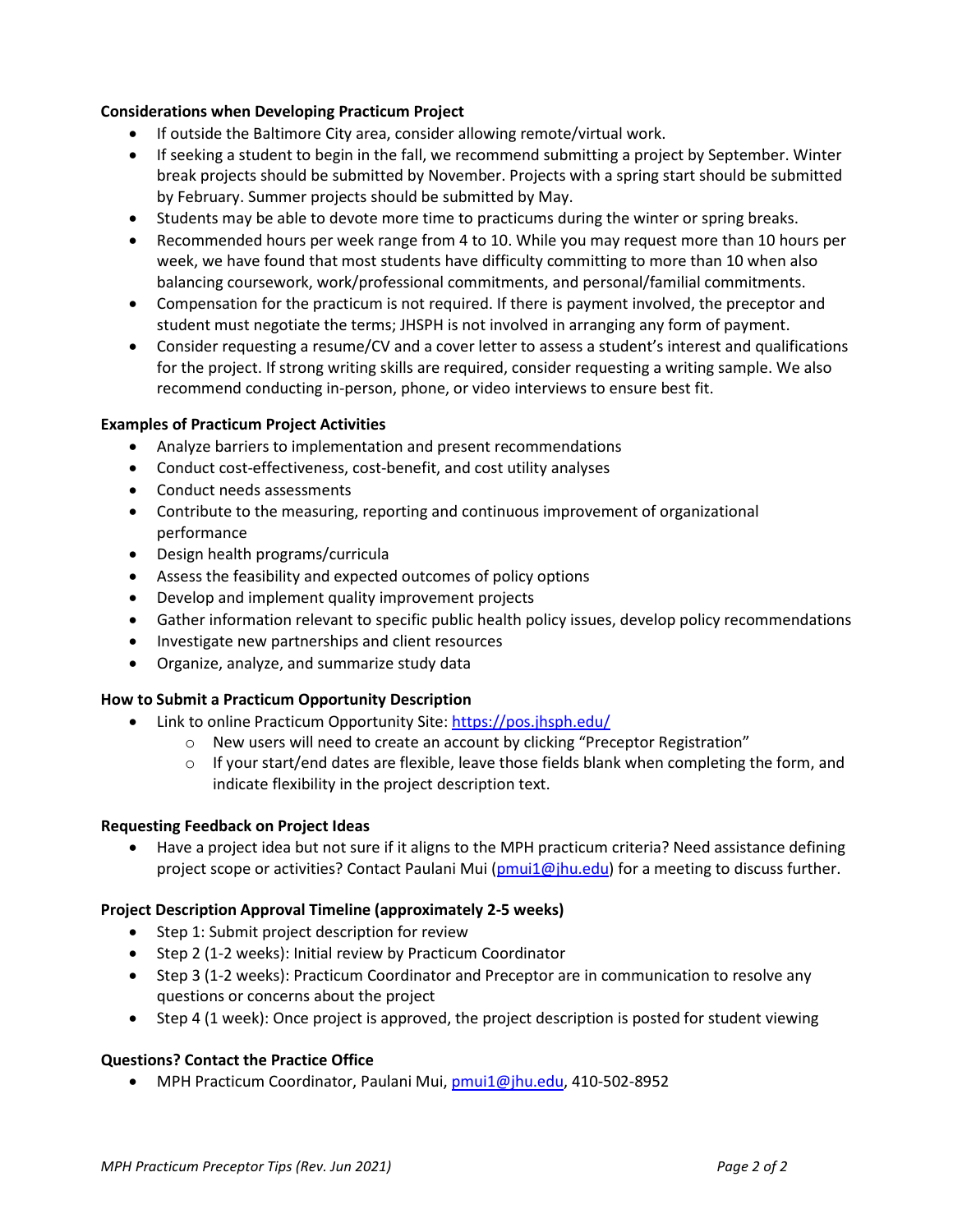**Considerations when Developing Practicum Project**

- If outside the Baltimore City area, consider allowing remote/virtual work.
- If seeking a student to begin in the fall, we recommend submitting a project by September. Winter break projects should be submitted by November. Projects with a spring start should be submitted by February. Summer projects should be submitted by May.
- Students may be able to devote more time to practicums during the winter or spring breaks.
- Recommended hours per week range from 4 to 10. While you may request more than 10 hours per week, we have found that most students have difficulty committing to more than 10 when also balancing coursework, work/professional commitments, and personal/familial commitments.
- Compensation for the practicum is not required. If there is payment involved, the preceptor and student must negotiate the terms; JHSPH is not involved in arranging any form of payment.
- Consider requesting a resume/CV and a cover letter to assess a student's interest and qualifications for the project. If strong writing skills are required, consider requesting a writing sample. We also recommend conducting in-person, phone, or video interviews to ensure best fit.

**Examples of Practicum Project Activities**

- Analyze barriers to implementation and present recommendations
- Conduct cost-effectiveness, cost-benefit, and cost utility analyses
- Conduct needs assessments
- Contribute to the measuring, reporting and continuous improvement of organizational performance
- Design health programs/curricula
- Assess the feasibility and expected outcomes of policy options
- Develop and implement quality improvement projects
- Gather information relevant to specific public health policy issues, develop policy recommendations
- Investigate new partnerships and client resources
- Organize, analyze, and summarize study data

**How to Submit a Practicum Opportunity Description**

- Link to online Practicum Opportunity Site: https://pos.jhsph.edu/
  - New users will need to create an account by clicking "Preceptor Registration"
  - If your start/end dates are flexible, leave those fields blank when completing the form, and indicate flexibility in the project description text.

**Requesting Feedback on Project Ideas**

- Have a project idea but not sure if it aligns to the MPH practicum criteria? Need assistance defining project scope or activities? Contact Paulani Mui (pmui1@jhu.edu) for a meeting to discuss further.

**Project Description Approval Timeline (approximately 2-5 weeks)**

- Step 1: Submit project description for review
- Step 2 (1-2 weeks): Initial review by Practicum Coordinator
- Step 3 (1-2 weeks): Practicum Coordinator and Preceptor are in communication to resolve any questions or concerns about the project
- Step 4 (1 week): Once project is approved, the project description is posted for student viewing

**Questions? Contact the Practice Office**

- MPH Practicum Coordinator, Paulani Mui, pmui1@jhu.edu, 410-502-8952